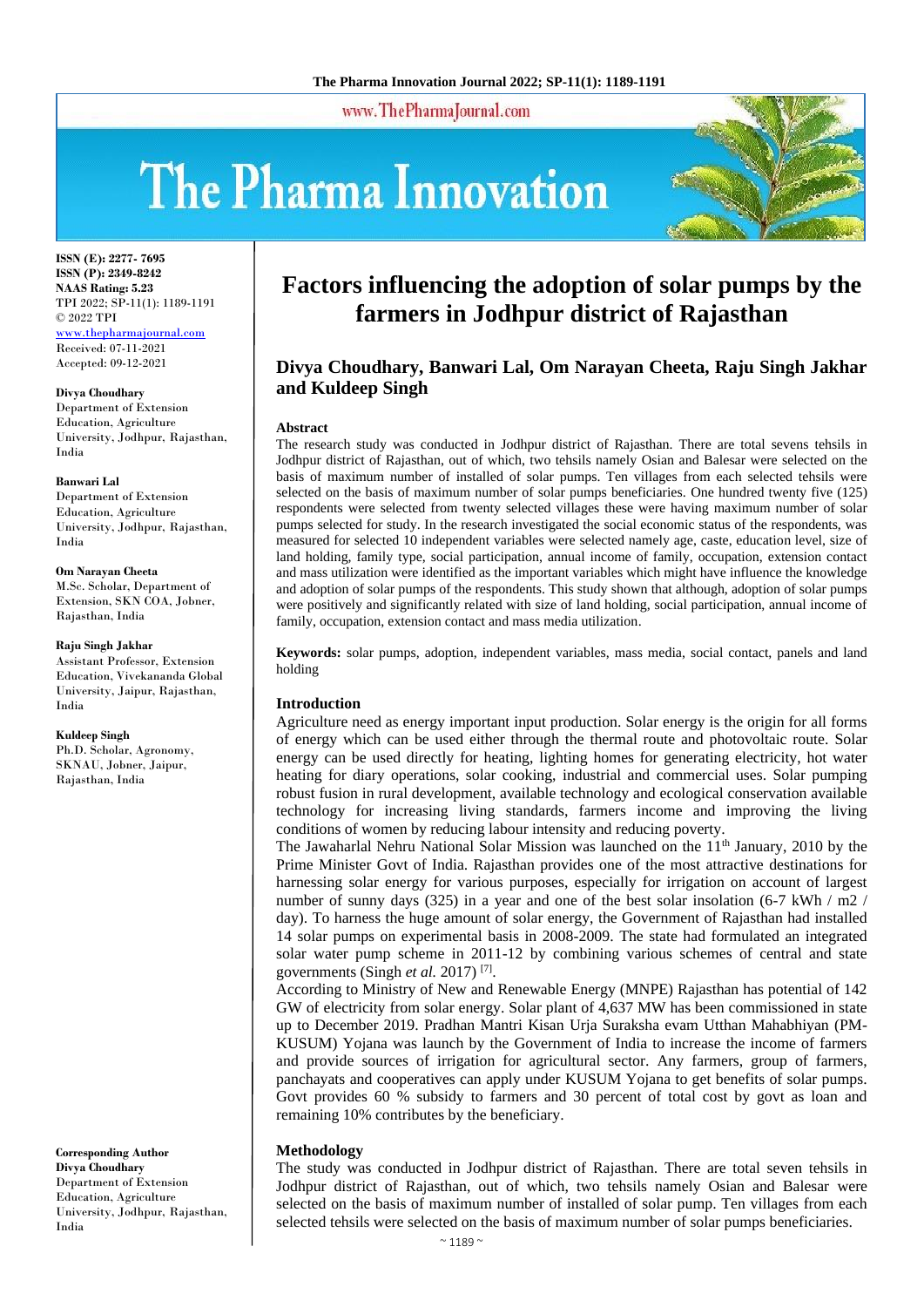ISSN (E): 2277- 7695
ISSN (P): 2349-8242
NAAS Rating: 5.23
TPI 2022; SP-11(1): 1189-1191
© 2022 TPI
www.thepharmajournal.com
Received: 07-11-2021
Accepted: 09-12-2021

**Divya Choudhary**
Department of Extension Education, Agriculture University, Jodhpur, Rajasthan, India

**Banwari Lal**
Department of Extension Education, Agriculture University, Jodhpur, Rajasthan, India

**Om Narayan Cheeta**
M.Sc. Scholar, Department of Extension, SKN COA, Jobner, Rajasthan, India

**Raju Singh Jakhar**
Assistant Professor, Extension Education, Vivekananda Global University, Jaipur, Rajasthan, India

**Kuldeep Singh**
Ph.D. Scholar, Agronomy, SKNAU, Jobner, Jaipur, Rajasthan, India

**Corresponding Author**
**Divya Choudhary**
Department of Extension Education, Agriculture University, Jodhpur, Rajasthan, India

# Factors influencing the adoption of solar pumps by the farmers in Jodhpur district of Rajasthan

## Divya Choudhary, Banwari Lal, Om Narayan Cheeta, Raju Singh Jakhar and Kuldeep Singh

### Abstract

The research study was conducted in Jodhpur district of Rajasthan. There are total sevens tehsils in Jodhpur district of Rajasthan, out of which, two tehsils namely Osian and Balesar were selected on the basis of maximum number of installed of solar pumps. Ten villages from each selected tehsils were selected on the basis of maximum number of solar pumps beneficiaries. One hundred twenty five (125) respondents were selected from twenty selected villages these were having maximum number of solar pumps selected for study. In the research investigated the social economic status of the respondents, was measured for selected 10 independent variables were selected namely age, caste, education level, size of land holding, family type, social participation, annual income of family, occupation, extension contact and mass utilization were identified as the important variables which might have influence the knowledge and adoption of solar pumps of the respondents. This study shown that although, adoption of solar pumps were positively and significantly related with size of land holding, social participation, annual income of family, occupation, extension contact and mass media utilization.

**Keywords:** solar pumps, adoption, independent variables, mass media, social contact, panels and land holding

### Introduction

Agriculture need as energy important input production. Solar energy is the origin for all forms of energy which can be used either through the thermal route and photovoltaic route. Solar energy can be used directly for heating, lighting homes for generating electricity, hot water heating for diary operations, solar cooking, industrial and commercial uses. Solar pumping robust fusion in rural development, available technology and ecological conservation available technology for increasing living standards, farmers income and improving the living conditions of women by reducing labour intensity and reducing poverty.

The Jawaharlal Nehru National Solar Mission was launched on the 11th January, 2010 by the Prime Minister Govt of India. Rajasthan provides one of the most attractive destinations for harnessing solar energy for various purposes, especially for irrigation on account of largest number of sunny days (325) in a year and one of the best solar insolation (6-7 kWh / m2 / day). To harness the huge amount of solar energy, the Government of Rajasthan had installed 14 solar pumps on experimental basis in 2008-2009. The state had formulated an integrated solar water pump scheme in 2011-12 by combining various schemes of central and state governments (Singh *et al.* 2017) [7].

According to Ministry of New and Renewable Energy (MNPE) Rajasthan has potential of 142 GW of electricity from solar energy. Solar plant of 4,637 MW has been commissioned in state up to December 2019. Pradhan Mantri Kisan Urja Suraksha evam Utthan Mahabhiyan (PM-KUSUM) Yojana was launch by the Government of India to increase the income of farmers and provide sources of irrigation for agricultural sector. Any farmers, group of farmers, panchayats and cooperatives can apply under KUSUM Yojana to get benefits of solar pumps. Govt provides 60 % subsidy to farmers and 30 percent of total cost by govt as loan and remaining 10% contributes by the beneficiary.

### Methodology

The study was conducted in Jodhpur district of Rajasthan. There are total seven tehsils in Jodhpur district of Rajasthan, out of which, two tehsils namely Osian and Balesar were selected on the basis of maximum number of installed of solar pump. Ten villages from each selected tehsils were selected on the basis of maximum number of solar pumps beneficiaries.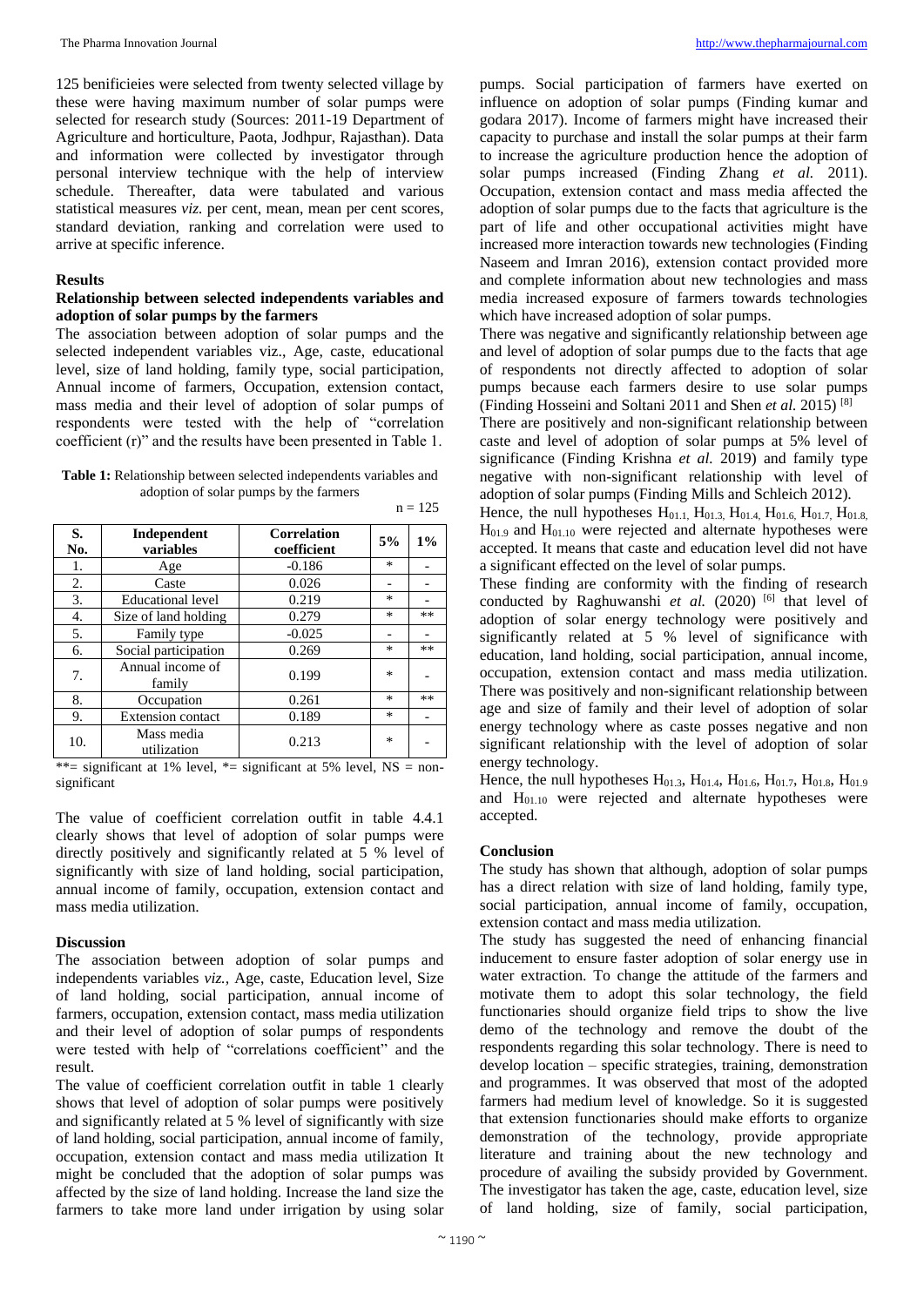125 benificieies were selected from twenty selected village by these were having maximum number of solar pumps were selected for research study (Sources: 2011-19 Department of Agriculture and horticulture, Paota, Jodhpur, Rajasthan). Data and information were collected by investigator through personal interview technique with the help of interview schedule. Thereafter, data were tabulated and various statistical measures *viz.* per cent, mean, mean per cent scores, standard deviation, ranking and correlation were used to arrive at specific inference.

## Results

### Relationship between selected independents variables and adoption of solar pumps by the farmers

The association between adoption of solar pumps and the selected independent variables viz., Age, caste, educational level, size of land holding, family type, social participation, Annual income of farmers, Occupation, extension contact, mass media and their level of adoption of solar pumps of respondents were tested with the help of "correlation coefficient (r)" and the results have been presented in Table 1.

**Table 1:** Relationship between selected independents variables and adoption of solar pumps by the farmers

n = 125

| S. No. | Independent variables | Correlation coefficient | 5% | 1% |
|---|---|---|---|---|
| 1. | Age | -0.186 | * | - |
| 2. | Caste | 0.026 | - | - |
| 3. | Educational level | 0.219 | * | - |
| 4. | Size of land holding | 0.279 | * | ** |
| 5. | Family type | -0.025 | - | - |
| 6. | Social participation | 0.269 | * | ** |
| 7. | Annual income of family | 0.199 | * | - |
| 8. | Occupation | 0.261 | * | ** |
| 9. | Extension contact | 0.189 | * | - |
| 10. | Mass media utilization | 0.213 | * | - |

**= significant at 1% level, *= significant at 5% level, NS = non-significant

The value of coefficient correlation outfit in table 4.4.1 clearly shows that level of adoption of solar pumps were directly positively and significantly related at 5 % level of significantly with size of land holding, social participation, annual income of family, occupation, extension contact and mass media utilization.

## Discussion

The association between adoption of solar pumps and independents variables *viz.,* Age, caste, Education level, Size of land holding, social participation, annual income of farmers, occupation, extension contact, mass media utilization and their level of adoption of solar pumps of respondents were tested with help of "correlations coefficient" and the result.

The value of coefficient correlation outfit in table 1 clearly shows that level of adoption of solar pumps were positively and significantly related at 5 % level of significantly with size of land holding, social participation, annual income of family, occupation, extension contact and mass media utilization It might be concluded that the adoption of solar pumps was affected by the size of land holding. Increase the land size the farmers to take more land under irrigation by using solar pumps. Social participation of farmers have exerted on influence on adoption of solar pumps (Finding kumar and godara 2017). Income of farmers might have increased their capacity to purchase and install the solar pumps at their farm to increase the agriculture production hence the adoption of solar pumps increased (Finding Zhang *et al.* 2011). Occupation, extension contact and mass media affected the adoption of solar pumps due to the facts that agriculture is the part of life and other occupational activities might have increased more interaction towards new technologies (Finding Naseem and Imran 2016), extension contact provided more and complete information about new technologies and mass media increased exposure of farmers towards technologies which have increased adoption of solar pumps.

There was negative and significantly relationship between age and level of adoption of solar pumps due to the facts that age of respondents not directly affected to adoption of solar pumps because each farmers desire to use solar pumps (Finding Hosseini and Soltani 2011 and Shen *et al.* 2015) [8]

There are positively and non-significant relationship between caste and level of adoption of solar pumps at 5% level of significance (Finding Krishna *et al.* 2019) and family type negative with non-significant relationship with level of adoption of solar pumps (Finding Mills and Schleich 2012).

Hence, the null hypotheses $H_{01.1}$, $H_{01.3}$, $H_{01.4}$, $H_{01.6}$, $H_{01.7}$, $H_{01.8}$, $H_{01.9}$ and $H_{01.10}$ were rejected and alternate hypotheses were accepted. It means that caste and education level did not have a significant effected on the level of solar pumps.

These finding are conformity with the finding of research conducted by Raghuwanshi *et al.* (2020) [6] that level of adoption of solar energy technology were positively and significantly related at 5 % level of significance with education, land holding, social participation, annual income, occupation, extension contact and mass media utilization. There was positively and non-significant relationship between age and size of family and their level of adoption of solar energy technology where as caste posses negative and non significant relationship with the level of adoption of solar energy technology.

Hence, the null hypotheses $H_{01.3}$, $H_{01.4}$, $H_{01.6}$, $H_{01.7}$, $H_{01.8}$, $H_{01.9}$ and $H_{01.10}$ were rejected and alternate hypotheses were accepted.

## Conclusion

The study has shown that although, adoption of solar pumps has a direct relation with size of land holding, family type, social participation, annual income of family, occupation, extension contact and mass media utilization.

The study has suggested the need of enhancing financial inducement to ensure faster adoption of solar energy use in water extraction. To change the attitude of the farmers and motivate them to adopt this solar technology, the field functionaries should organize field trips to show the live demo of the technology and remove the doubt of the respondents regarding this solar technology. There is need to develop location – specific strategies, training, demonstration and programmes. It was observed that most of the adopted farmers had medium level of knowledge. So it is suggested that extension functionaries should make efforts to organize demonstration of the technology, provide appropriate literature and training about the new technology and procedure of availing the subsidy provided by Government. The investigator has taken the age, caste, education level, size of land holding, size of family, social participation,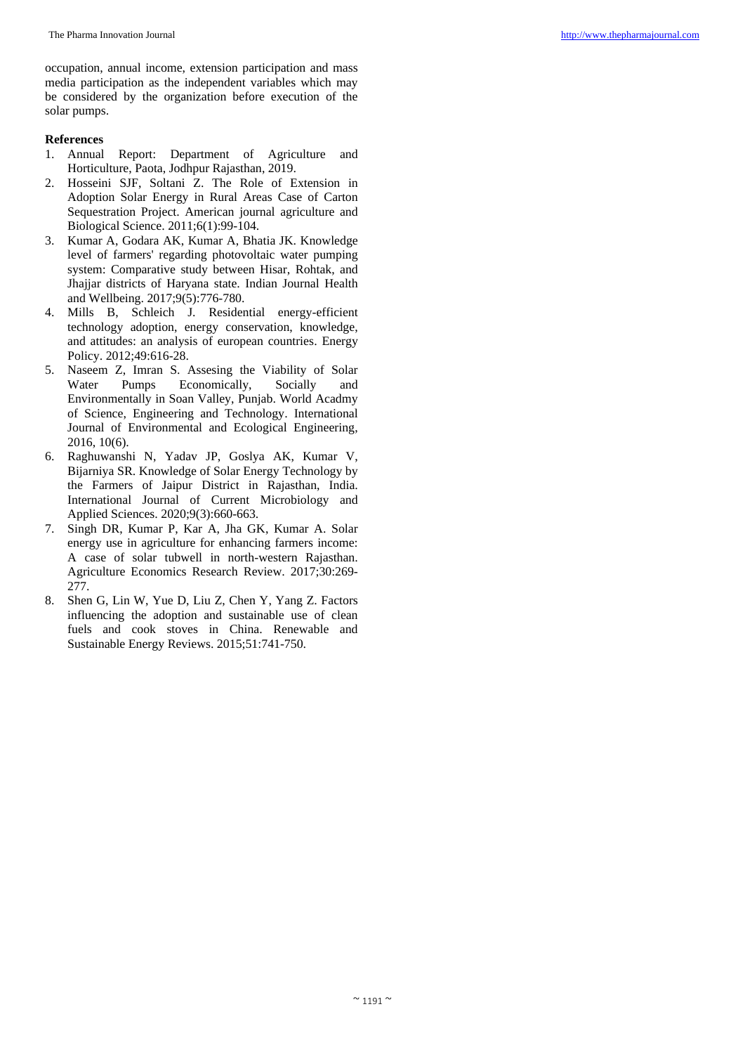occupation, annual income, extension participation and mass media participation as the independent variables which may be considered by the organization before execution of the solar pumps.

## References

1. Annual Report: Department of Agriculture and Horticulture, Paota, Jodhpur Rajasthan, 2019.
2. Hosseini SJF, Soltani Z. The Role of Extension in Adoption Solar Energy in Rural Areas Case of Carton Sequestration Project. American journal agriculture and Biological Science. 2011;6(1):99-104.
3. Kumar A, Godara AK, Kumar A, Bhatia JK. Knowledge level of farmers' regarding photovoltaic water pumping system: Comparative study between Hisar, Rohtak, and Jhajjar districts of Haryana state. Indian Journal Health and Wellbeing. 2017;9(5):776-780.
4. Mills B, Schleich J. Residential energy-efficient technology adoption, energy conservation, knowledge, and attitudes: an analysis of european countries. Energy Policy. 2012;49:616-28.
5. Naseem Z, Imran S. Assesing the Viability of Solar Water Pumps Economically, Socially and Environmentally in Soan Valley, Punjab. World Acadmy of Science, Engineering and Technology. International Journal of Environmental and Ecological Engineering, 2016, 10(6).
6. Raghuwanshi N, Yadav JP, Goslya AK, Kumar V, Bijarniya SR. Knowledge of Solar Energy Technology by the Farmers of Jaipur District in Rajasthan, India. International Journal of Current Microbiology and Applied Sciences. 2020;9(3):660-663.
7. Singh DR, Kumar P, Kar A, Jha GK, Kumar A. Solar energy use in agriculture for enhancing farmers income: A case of solar tubwell in north-western Rajasthan. Agriculture Economics Research Review. 2017;30:269-277.
8. Shen G, Lin W, Yue D, Liu Z, Chen Y, Yang Z. Factors influencing the adoption and sustainable use of clean fuels and cook stoves in China. Renewable and Sustainable Energy Reviews. 2015;51:741-750.